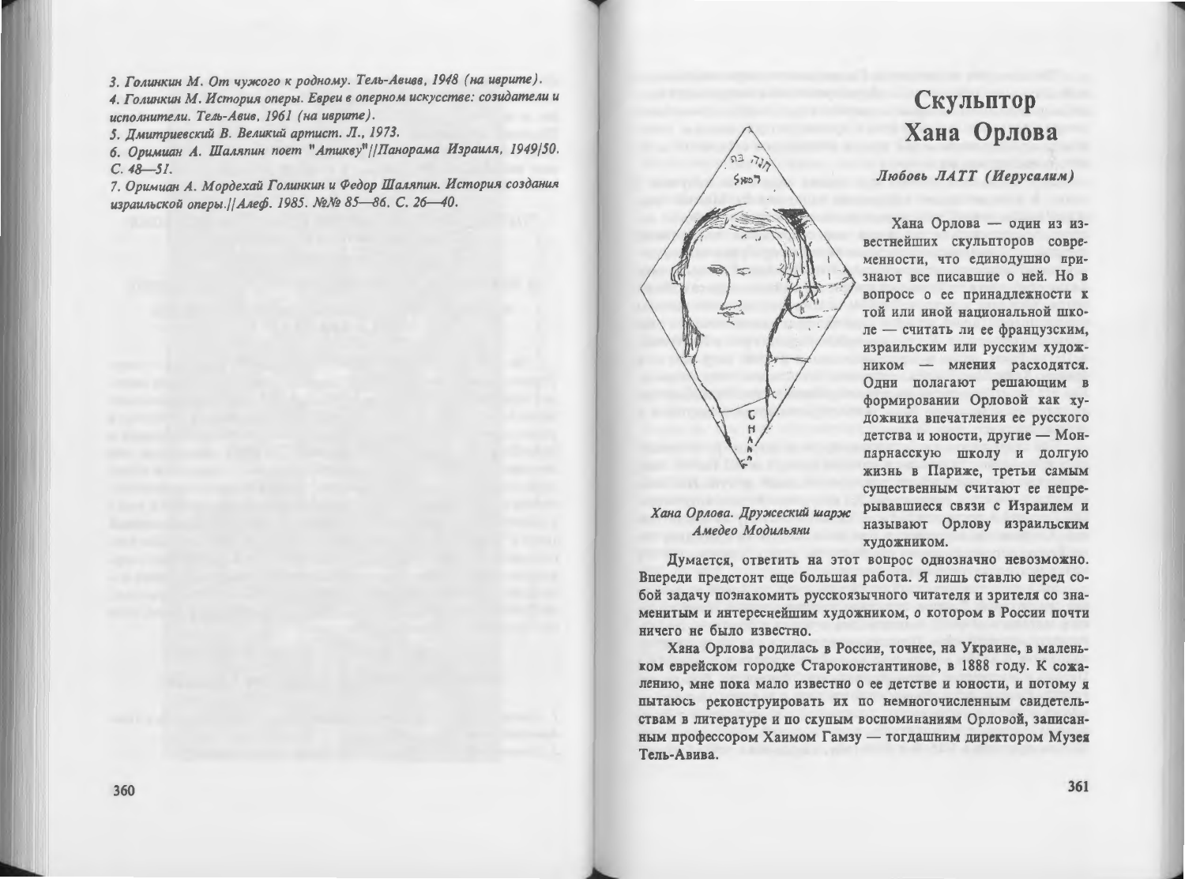3. *Голинкин М. От чужого к родному. Тель-Авив, 1948 (на иврите).*
4. *Голинкин М. История оперы. Евреи в оперном искусстве: созидатели и исполнители. Тель-Авив, 1961 (на иврите).*
5. *Дмитриевский В. Великий артист. Л., 1973.*
6. *Ориман А. Шаляпин поет "Атикву"//Панорама Израиля, 1949/50. С. 48—51.*
7. *Ориман А. Мордехай Голинкин и Федор Шаляпин. История создания израильской оперы.//Алеф. 1985. №№ 85—86. С. 26—40.*

# Скульптор Хана Орлова

***Любовь ЛАТТ (Иерусалим)***

*Хана Орлова. Дружеский шарж Амедео Модильяни*

Хана Орлова — один из известнейших скульпторов современности, что единодушно признают все писавшие о ней. Но в вопросе о ее принадлежности к той или иной национальной школе — считать ли ее французским, израильским или русским художником — мнения расходятся. Одни полагают решающим в формировании Орловой как художника впечатления ее русского детства и юности, другие — Монпарнасскую школу и долгую жизнь в Париже, третьи самым существенным считают ее непрерывавшиеся связи с Израилем и называют Орлову израильским художником.

Думается, ответить на этот вопрос однозначно невозможно. Впереди предстоит еще большая работа. Я лишь ставлю перед собой задачу познакомить русскоязычного читателя и зрителя со знаменитым и интереснейшим художником, о котором в России почти ничего не было известно.

Хана Орлова родилась в России, точнее, на Украине, в маленьком еврейском городке Староконстантинове, в 1888 году. К сожалению, мне пока мало известно о ее детстве и юности, и потому я пытаюсь реконструировать их по немногочисленным свидетельствам в литературе и по скупым воспоминаниям Орловой, записанным профессором Хаимом Гамзу — тогдашним директором Музея Тель-Авива.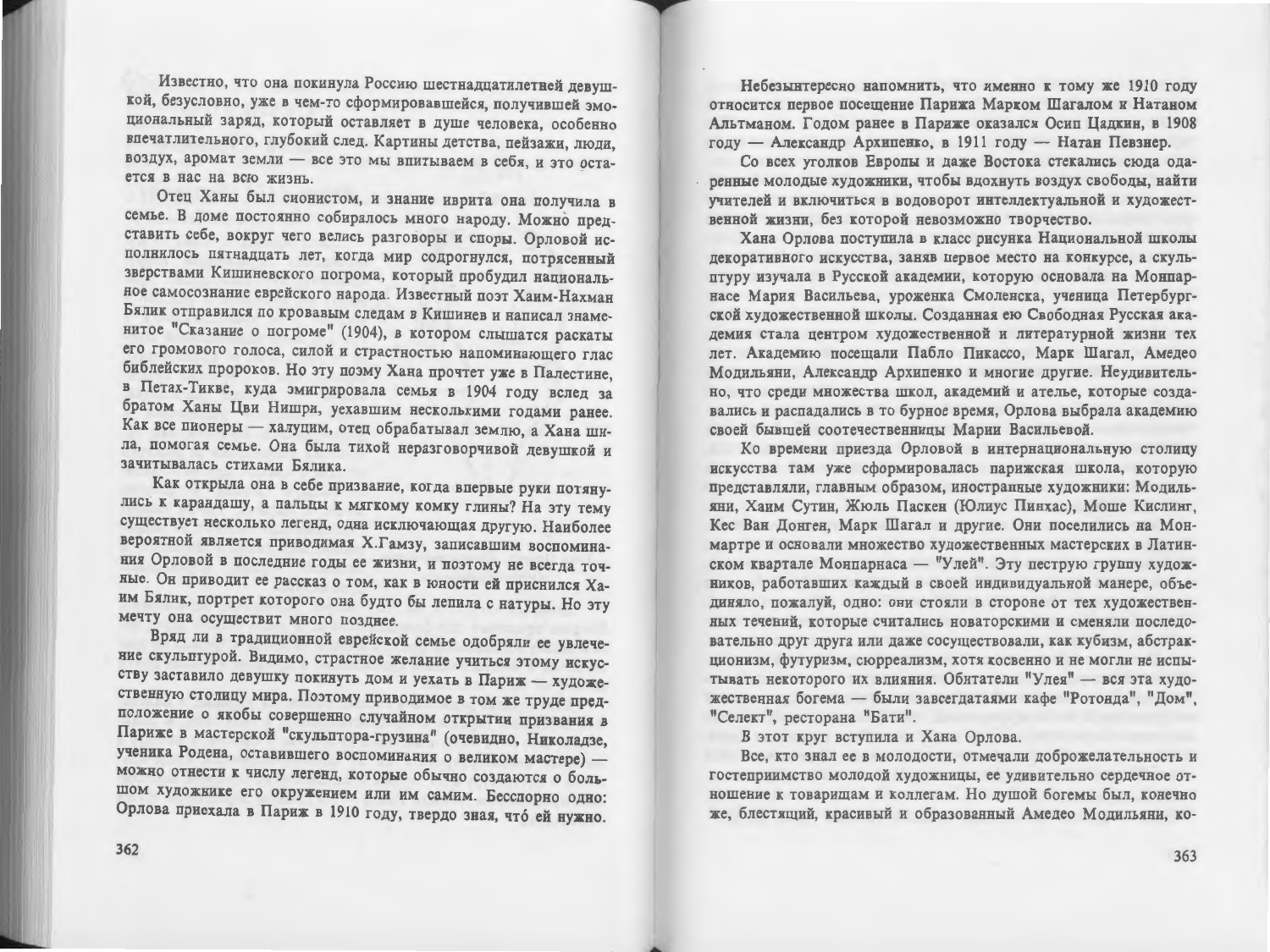Известно, что она покинула Россию шестнадцатилетней девушкой, безусловно, уже в чем-то сформировавшейся, получившей эмоциональный заряд, который всегда оставляет в душе человека, особенно впечатлительного, глубокий след. Картины детства, пейзажи, люди, воздух, аромат земли — все это мы впитываем в себя, и это остается в нас на всю жизнь.

Отец Ханы был сионистом, и знание иврита она получила в семье. В доме постоянно собиралось много народу. Можно представить себе, вокруг чего велись разговоры и споры. Орловой исполнилось пятнадцать лет, когда мир содрогнулся, потрясенный зверствами Кишиневского погрома, который пробудил национальное самосознание еврейского народа. Известный поэт Хаим-Нахман Бялик отправился по кровавым следам в Кишинев и написал знаменитое "Сказание о погроме" (1904), в котором слышатся раскаты его громового голоса, силой и страстностью напоминающего глас библейских пророков. Но эту поэму Хана прочтет уже в Палестине, в Петах-Тикве, куда эмигрировала семья в 1904 году вслед за братом Ханы Цви Ништи, уехавшим несколькими годами ранее. Как все пионеры — халуцим, отец обрабатывал землю, а Хана шила, помогая семье. Она была тихой неразговорчивой девушкой и зачитывалась стихами Бялика.

Как открыла она в себе призвание, когда впервые руки потянулись к карандашу, а пальцы к мягкому комку глины? На эту тему существует несколько легенд, одна исключающая другую. Наиболее вероятной является приводимая Х.Гамзу, записавшим воспоминания Орловой в последние годы ее жизни, и поэтому не всегда точные. Он приводит ее рассказ о том, как в юности ей приснился Хаим Бялик, портрет которого она будто бы лепила с натуры. Но эту мечту она осуществит много позднее.

Вряд ли в традиционной еврейской семье одобряли ее увлечение скульптурой. Видимо, страстное желание учиться этому искусству заставило девушку покинуть дом и уехать в Париж — художественную столицу мира. Поэтому приводимое в том же труде предположение о якобы совершенно случайном открытии призвания в Париже в мастерской "скульптора-грузина" (очевидно, Николадзе, ученика Родена, оставившего воспоминания о великом мастере) — можно отнести к числу легенд, которые обычно создаются о большом художнике его окружением или им самим. Бесспорно одно: Орлова приехала в Париж в 1910 году, твердо зная, чтó ей нужно.

Небезынтересно напомнить, что именно к тому же 1910 году относится первое посещение Парижа Марком Шагалом и Натаном Альтманом. Годом ранее в Париже оказался Осип Цадкин, в 1908 году — Александр Архипенко, в 1911 году — Натан Певзнер.

Со всех уголков Европы и даже Востока стекались сюда одаренные молодые художники, чтобы вдохнуть воздух свободы, найти учителей и включиться в водоворот интеллектуальной и художественной жизни, без которой невозможно творчество.

Хана Орлова поступила в класс рисунка Национальной школы декоративного искусства, заняв первое место на конкурсе, а скульптуру изучала в Русской академии, которую основала на Монпарнасе Мария Васильева, уроженка Смоленска, ученица Петербургской художественной школы. Созданная ею Свободная Русская академия стала центром художественной и литературной жизни тех лет. Академию посещали Пабло Пикассо, Марк Шагал, Амедео Модильяни, Александр Архипенко и многие другие. Неудивительно, что среди множества школ, академий и ателье, которые создавались и распадались в то бурное время, Орлова выбрала академию своей бывшей соотечественницы Марии Васильевой.

Ко времени приезда Орловой в интернациональную столицу искусства там уже сформировалась парижская школа, которую представляли, главным образом, иностранные художники: Модильяни, Хаим Сутин, Жюль Паскен (Юлиус Пинхас), Моше Кислинг, Кес Ван Донген, Марк Шагал и другие. Они поселились на Монмартре и основали множество художественных мастерских в Латинском квартале Монпарнаса — "Улей". Эту пеструю группу художников, работавших каждый в своей индивидуальной манере, объединяло, пожалуй, одно: они стояли в стороне от тех художественных течений, которые считались новаторскими и сменяли последовательно друг друга или даже сосуществовали, как кубизм, абстракционизм, футуризм, сюрреализм, хотя косвенно и не могли не испытывать некоторого их влияния. Обитатели "Улея" — вся эта художественная богема — были завсегдатаями кафе "Ротонда", "Дом", "Селект", ресторана "Бати".

В этот круг вступила и Хана Орлова.

Все, кто знал ее в молодости, отмечали доброжелательность и гостеприимство молодой художницы, ее удивительно сердечное отношение к товарищам и коллегам. Но душой богемы был, конечно же, блестящий, красивый и образованный Амедео Модильяни, ко-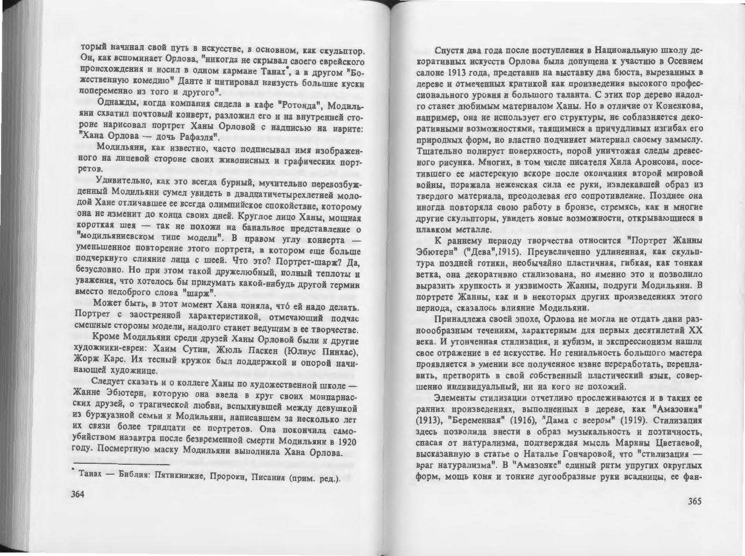торый начинал свой путь в искусстве, в основном, как скульптор. Он, как вспоминает Орлова, "никогда не скрывал своего еврейского происхождения и носил в одном кармане Танах*, а в другом "Божественную комедию" Данте и цитировал наизусть большие куски попеременно из того и другого".

Однажды, когда компания сидела в кафе "Ротонда", Модильяни схватил почтовый конверт, разложил его и на внутренней стороне нарисовал портрет Ханы Орловой с надписью на иврите: "Хана Орлова — дочь Рафаэля".

Модильяни, как известно, часто подписывал имя изображенного на лицевой стороне своих живописных и графических портретов.

Удивительно, как это всегда бурный, мучительно перевозбужденный Модильяни сумел увидеть в двадцатичетырехлетней молодой Хане отличавшее ее всегда олимпийское спокойствие, которому она не изменит до конца своих дней. Круглое лицо Ханы, мощная короткая шея — так не похожи на банальное представление о "модильяниевском типе модели". В правом углу конверта — уменьшенное повторение этого портрета, в котором еще больше подчеркнуто слияние лица с шеей. Что это? Портрет-шарж? Да, безусловно. Но при этом такой дружелюбный, полный теплоты и уважения, что хотелось бы придумать какой-нибудь другой термин вместо недоброго слова "шарж".

Может быть, в этот момент Хана поняла, что́ ей надо делать. Портрет с заостренной характеристикой, отмечающий подчас смешные стороны модели, надолго станет ведущим в ее творчестве.

Кроме Модильяни среди друзей Ханы Орловой были и другие художники-евреи: Хаим Сутин, Жюль Паскен (Юлиус Пинхас), Жорж Карс. Их тесный кружок был поддержкой и опорой начинающей художнице.

Следует сказать и о коллеге Ханы по художественной школе — Жанне Эбютерн, которую она ввела в круг своих монпарнасских друзей, о трагической любви, вспыхнувшей между девушкой из буржуазной семьи и Модильяни, написавшем за несколько лет их связи более тридцати ее портретов. Она покончила самоубийством назавтра после безвременной смерти Модильяни в 1920 году. Посмертную маску Модильяни выполнила Хана Орлова.

* Танах — Библия: Пятикнижие, Пророки, Писания (прим. ред.).

Спустя два года после поступления в Национальную школу декоративных искусств Орлова была допущена к участию в Осеннем салоне 1913 года, представив на выставку два бюста, вырезанных в дереве и отмеченных критикой как произведения высокого профессионального уровня и большого таланта. С этих пор дерево надолго станет любимым материалом Ханы. Но в отличие от Коненкова, например, она не использует его структуры, не соблазняется декоративными возможностями, таящимися в причудливых изгибах его природных форм, но властно подчиняет материал своему замыслу. Тщательно полирует поверхность, порой уничтожая следы древесного рисунка. Многих, в том числе писателя Хила Аронсона, посетившего ее мастерскую вскоре после окончания второй мировой войны, поражала неженская сила ее руки, извлекавшей образ из твердого материала, преодолевая его сопротивление. Позднее она иногда повторяла свою работу в бронзе, стремясь, как и многие другие скульпторы, увидеть новые возможности, открывающиеся в плавком металле.

К раннему периоду творчества относится "Портрет Жанны Эбютерн" ("Дева",1915). Преувеличенно удлиненная, как скульптура поздней готики, необычайно пластичная, гибкая, как тонкая ветка, она декоративно стилизована, но именно это и позволило выразить хрупкость и уязвимость Жанны, подруги Модильяни. В портрете Жанны, как и в некоторых других произведениях этого периода, сказалось влияние Модильяни.

Принадлежа своей эпохе, Орлова не могла не отдать дани разноообразным течениям, характерным для первых десятилетий XX века. И утонченная стилизация, и кубизм, и экспрессионизм нашли свое отражение в ее искусстве. Но гениальность большого мастера проявляется в умении все полученное извне переработать, переплавить, претворить в свой собственный пластический язык, совершенно индивидуальный, ни на кого не похожий.

Элементы стилизации отчетливо прослеживаются и в таких ее ранних произведениях, выполненных в дереве, как "Амазонка" (1913), "Беременная" (1916), "Дама с веером" (1919). Стилизация здесь позволила внести в образ музыкальность и поэтичность, спасая от натурализма, подтверждая мысль Марины Цветаевой, высказанную в статье о Наталье Гончаровой, что "стилизация — враг натурализма". В "Амазонке" единый ритм упругих округлых форм, мощь коня и тонкие дугообразные руки всадницы, ее фан-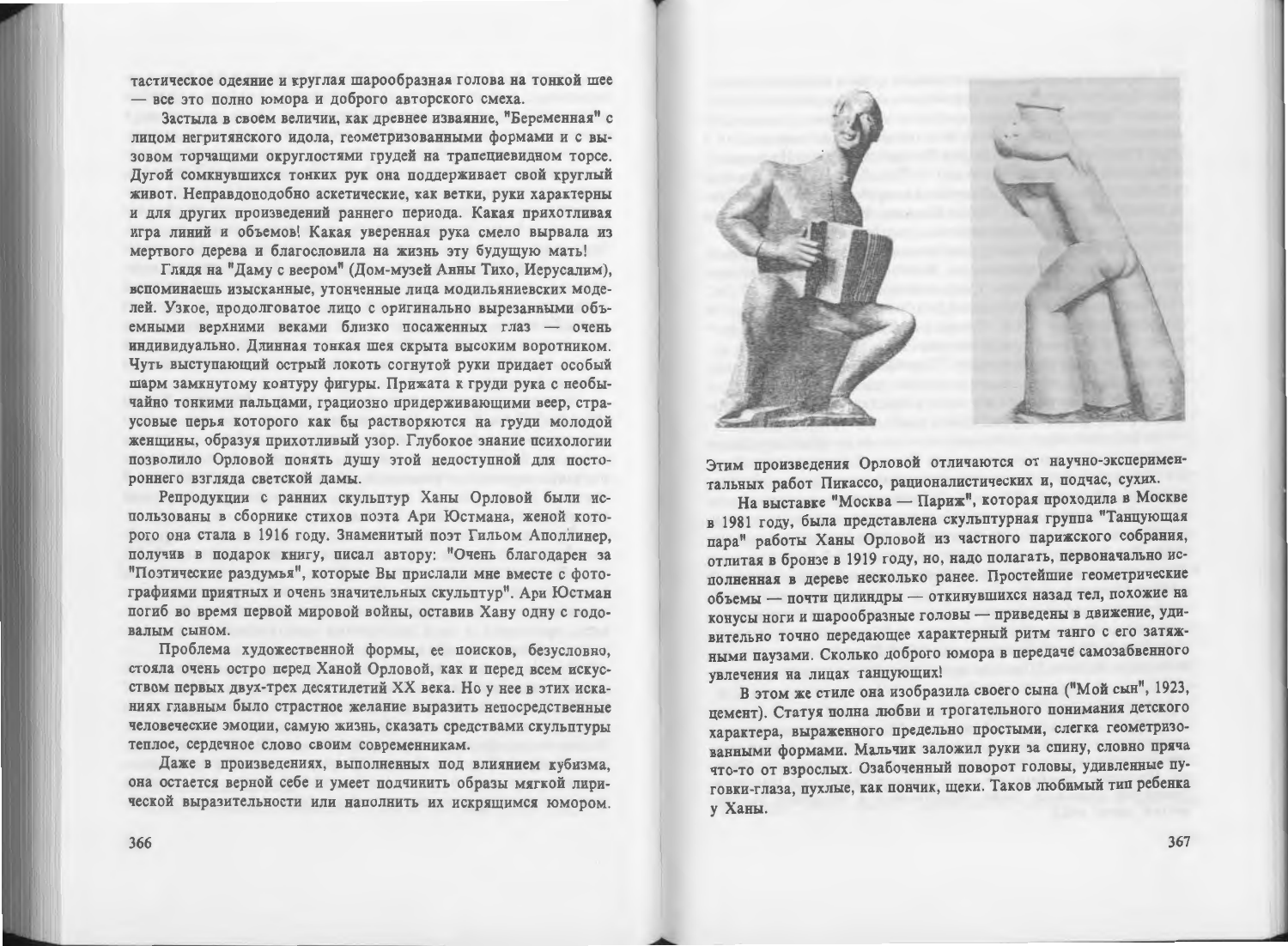тастическое одеяние и круглая шарообразная голова на тонкой шее — все это полно юмора и доброго авторского смеха.

Застыла в своем величии, как древнее изваяние, "Беременная" с лицом негритянского идола, геометризованными формами и с вызовом торчащими округлостями грудей на трапециевидном торсе. Дугой сомкнувшихся тонких рук она поддерживает свой круглый живот. Неправдоподобно аскетические, как ветки, руки характерны и для других произведений раннего периода. Какая прихотливая игра линий и объемов! Какая уверенная рука смело вырвала из мертвого дерева и благословила на жизнь эту будущую мать!

Глядя на "Даму с веером" (Дом-музей Анны Тихо, Иерусалим), вспоминаешь изысканные, утонченные лица модильяниевских моделей. Узкое, продолговатое лицо с оригинально вырезанными объемными верхними веками близко посаженных глаз — очень индивидуально. Длинная тонкая шея скрыта высоким воротником. Чуть выступающий острый локоть согнутой руки придает особый шарм замкнутому контуру фигуры. Прижата к груди рука с необычайно тонкими пальцами, грациозно придерживающими веер, страусовые перья которого как бы растворяются на груди молодой женщины, образуя прихотливый узор. Глубокое знание психологии позволило Орловой понять душу этой недоступной для постороннего взгляда светской дамы.

Репродукции с ранних скульптур Ханы Орловой были использованы в сборнике стихов поэта Ари Юстмана, женой которого она стала в 1916 году. Знаменитый поэт Гильом Аполлинер, получив в подарок книгу, писал автору: "Очень благодарен за "Поэтические раздумья", которые Вы прислали мне вместе с фотографиями приятных и очень значительных скульптур". Ари Юстман погиб во время первой мировой войны, оставив Хану одну с годовалым сыном.

Проблема художественной формы, ее поисков, безусловно, стояла очень остро перед Ханой Орловой, как и перед всем искусством первых двух-трех десятилетий XX века. Но у нее в этих исканиях главным было страстное желание выразить непосредственные человеческие эмоции, самую жизнь, сказать средствами скульптуры теплое, сердечное слово своим современникам.

Даже в произведениях, выполненных под влиянием кубизма, она остается верной себе и умеет подчинить образы мягкой лирической выразительности или наполнить их искрящимся юмором. Этим произведения Орловой отличаются от научно-экспериментальных работ Пикассо, рационалистических и, подчас, сухих.

На выставке "Москва — Париж", которая проходила в Москве в 1981 году, была представлена скульптурная группа "Танцующая пара" работы Ханы Орловой из частного парижского собрания, отлитая в бронзе в 1919 году, но, надо полагать, первоначально исполненная в дереве несколько ранее. Простейшие геометрические объемы — почти цилиндры — откинувшихся назад тел, похожие на конусы ноги и шарообразные головы — приведены в движение, удивительно точно передающее характерный ритм танго с его затяжными паузами. Сколько доброго юмора в передаче самозабвенного увлечения на лицах танцующих!

В этом же стиле она изобразила своего сына ("Мой сын", 1923, цемент). Статуя полна любви и трогательного понимания детского характера, выраженного предельно простыми, слегка геометризованными формами. Мальчик заложил руки за спину, словно пряча что-то от взрослых. Озабоченный поворот головы, удивленные пуговки-глаза, пухлые, как пончик, щеки. Таков любимый тип ребенка у Ханы.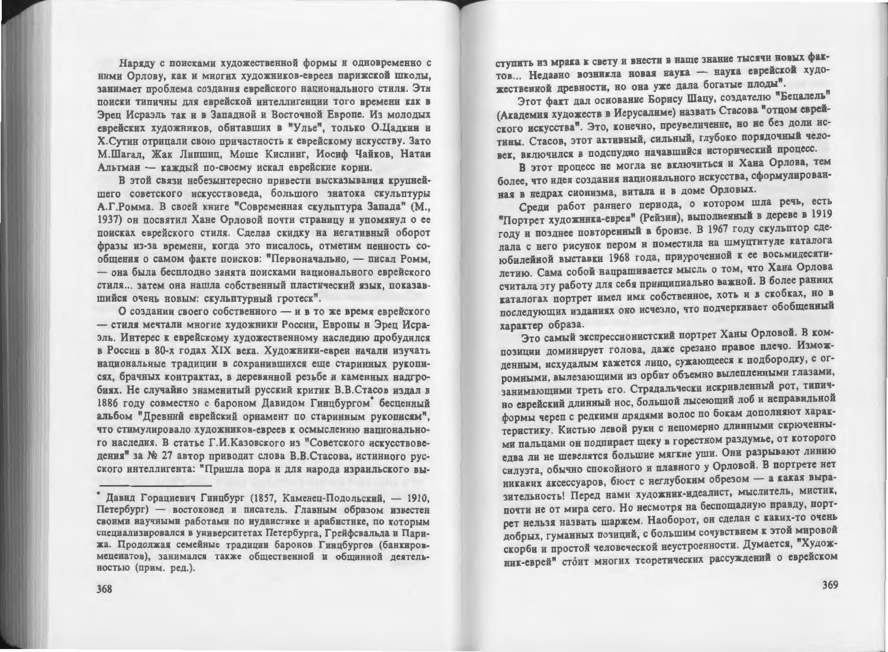Наряду с поисками художественной формы и одновременно с ними Орлову, как и многих художников-евреев парижской школы, занимает проблема создания еврейского национального стиля. Эти поиски типичны для еврейской интеллигенции того времени как в Эрец Исраэль так и в Западной и Восточной Европе. Из молодых еврейских художников, обитавших в "Улье", только О.Цадкин и Х.Сутин отрицали свою причастность к еврейскому искусству. Зато М.Шагал, Жак Липшиц, Моше Кислинг, Иосиф Чайков, Натан Альтман — каждый по-своему искал еврейские корни.

В этой связи небезынтересно привести высказывания крупнейшего советского искусствоведа, большого знатока скульптуры А.Г.Ромма. В своей книге "Современная скульптура Запада" (М., 1937) он посвятил Хане Орловой почти страницу и упомянул о ее поисках еврейского стиля. Сделав скидку на негативный оборот фразы из-за времени, когда это писалось, отметим ценность сообщения о самом факте поисков: "Первоначально, — писал Ромм, — она была бесплодно занята поисками национального еврейского стиля... затем она нашла собственный пластический язык, показавшийся очень новым: скульптурный гротеск".

О создании своего собственного — и в то же время еврейского — стиля мечтали многие художники России, Европы и Эрец Исраэль. Интерес к еврейскому художественному наследию пробудился в России в 80-х годах XIX века. Художники-евреи начали изучать национальные традиции в сохранившихся еще старинных рукописях, брачных контрактах, в деревянной резьбе и каменных надгробиях. Не случайно знаменитый русский критик В.В.Стасов издал в 1886 году совместно с бароном Давидом Гинцбургом* бесценный альбом "Древний еврейский орнамент по старинным рукописям", что стимулировало художников-евреев к осмыслению национального наследия. В статье Г.И.Казовского из "Советского искусствоведения" за № 27 автор приводит слова В.В.Стасова, истинного русского интеллигента: "Пришла пора и для народа израильского выступить из мрака к свету и внести в наше знание тысячи новых фактов... Недавно возникла новая наука — наука еврейской художественной древности, но она уже дала богатые плоды".

Этот факт дал основание Борису Шацу, создателю "Бецалель" (Академия художеств в Иерусалиме) назвать Стасова "отцом еврейского искусства". Это, конечно, преувеличение, но не без доли истины. Стасов, этот активный, сильный, глубоко порядочный человек, включился в подспудно начавшийся исторический процесс.

В этот процесс не могла не включиться и Хана Орлова, тем более, что идея создания национального искусства, сформулированная в недрах сионизма, витала и в доме Орловых.

Среди работ раннего периода, о котором шла речь, есть "Портрет художника-еврея" (Рейзин), выполненный в дереве в 1919 году и позднее повторенный в бронзе. В 1967 году скульптор сделала с него рисунок пером и поместила на шмуцтитуле каталога юбилейной выставки 1968 года, приуроченной к ее восьмидесятилетию. Сама собой напрашивается мысль о том, что Хана Орлова считала эту работу для себя принципиально важной. В более ранних каталогах портрет имел имя собственное, хоть и в скобках, но в последующих изданиях оно исчезло, что подчеркивает обобщенный характер образа.

Это самый экспрессионистский портрет Ханы Орловой. В композиции доминирует голова, даже срезано правое плечо. Изможденным, исхудалым кажется лицо, сужающееся к подбородку, с огромными, вылезающими из орбит объемно вылепленными глазами, занимающими треть его. Страдальчески искривленный рот, типично еврейский длинный нос, большой лысеющий лоб и неправильной формы череп с редкими прядями волос по бокам дополняют характеристику. Кистью левой руки с непомерно длинными скрюченными пальцами он подпирает щеку в горестном раздумье, от которого едва ли не шевелятся большие мягкие уши. Они разрывают линию силуэта, обычно спокойного и плавного у Орловой. В портрете нет никаких аксессуаров, бюст с неглубоким обрезом — а какая выразительность! Перед нами художник-идеалист, мыслитель, мистик, почти не от мира сего. Но несмотря на беспощадную правду, портрет нельзя назвать шаржем. Наоборот, он сделан с каких-то очень добрых, гуманных позиций, с большим сочувствием к этой мировой скорби и простой человеческой неустроенности. Думается, "Художник-еврей" стóит многих теоретических рассуждений о еврейском

---

\* Давид Горациевич Гинцбург (1857, Каменец-Подольский, — 1910, Петербург) — востоковед и писатель. Главным образом известен своими научными работами по иудаистике и арабистике, по которым специализировался в университетах Петербурга, Грейфсвальда и Парижа. Продолжая семейные традиции баронов Гинцбургов (банкиров-меценатов), занимался также общественной и общинной деятельностью (прим. ред.).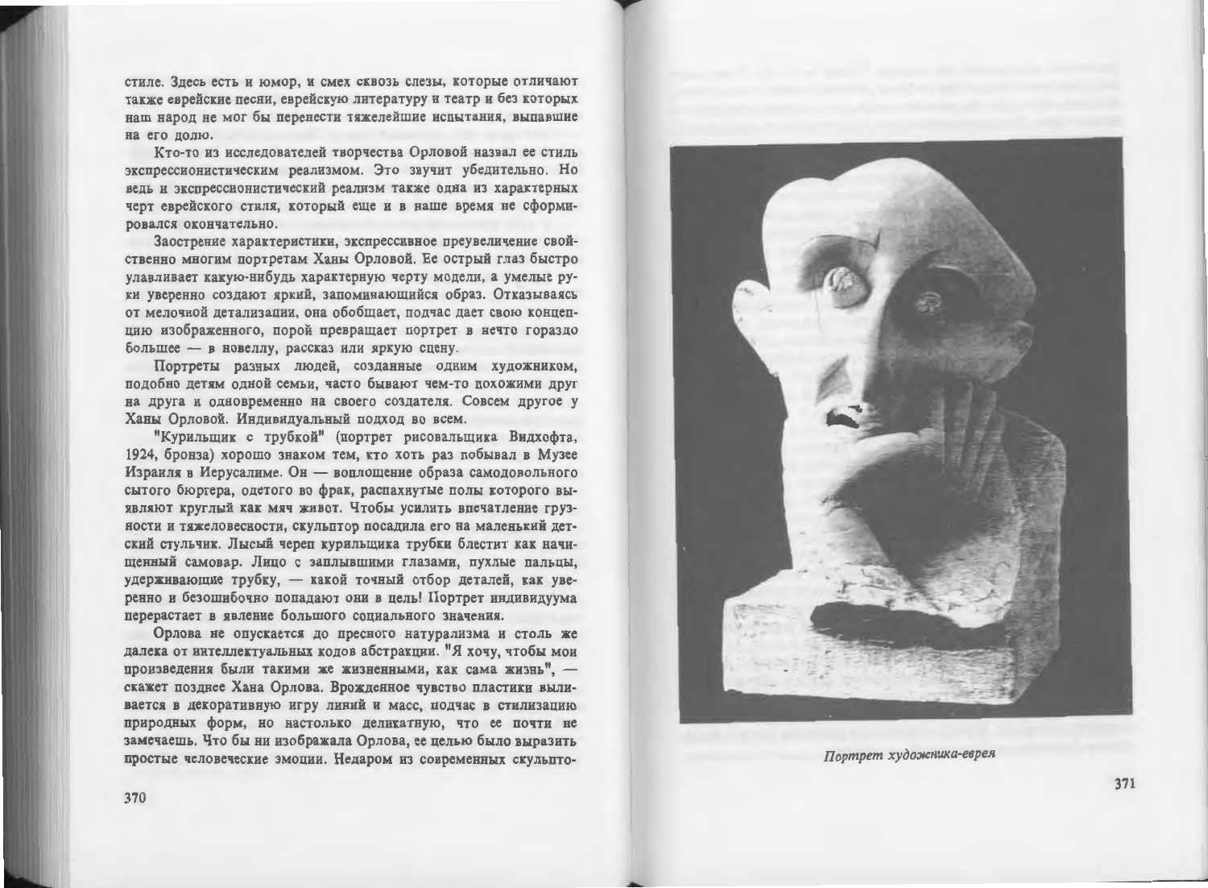стиле. Здесь есть и юмор, и смех сквозь слезы, которые отличают также еврейские песни, еврейскую литературу и театр и без которых наш народ не мог бы перенести тяжелейшие испытания, выпавшие на его долю.

Кто-то из исследователей творчества Орловой назвал ее стиль экспрессионистическим реализмом. Это звучит убедительно. Но ведь и экспрессионистический реализм также одна из характерных черт еврейского стиля, который еще и в наше время не сформировался окончательно.

Заострение характеристики, экспрессивное преувеличение свойственно многим портретам Ханы Орловой. Ее острый глаз быстро улавливает какую-нибудь характерную черту модели, а умелые руки уверенно создают яркий, запоминающийся образ. Отказываясь от мелочной детализации, она обобщает, подчас дает свою концепцию изображенного, порой превращает портрет в нечто гораздо большее — в новеллу, рассказ или яркую сцену.

Портреты разных людей, созданные одним художником, подобно детям одной семьи, часто бывают чем-то похожими друг на друга и одновременно на своего создателя. Совсем другое у Ханы Орловой. Индивидуальный подход во всем.

"Курильщик с трубкой" (портрет рисовальщика Видхофта, 1924, бронза) хорошо знаком тем, кто хоть раз побывал в Музее Израиля в Иерусалиме. Он — воплощение образа самодовольного сытого бюргера, одетого во фрак, распахнутые полы которого выявляют круглый как мяч живот. Чтобы усилить впечатление грузности и тяжеловесности, скульптор посадила его на маленький детский стульчик. Лысый череп курильщика трубки блестит как начищенный самовар. Лицо с заплывшими глазами, пухлые пальцы, удерживающие трубку, — какой точный отбор деталей, как уверенно и безошибочно попадают они в цель! Портрет индивидуума перерастает в явление большого социального значения.

Орлова не опускается до пресного натурализма и столь же далека от интеллектуальных кодов абстракции. "Я хочу, чтобы мои произведения были такими же жизненными, как сама жизнь", — скажет позднее Хана Орлова. Врожденное чувство пластики выливается в декоративную игру линий и масс, подчас в стилизацию природных форм, но настолько деликатную, что ее почти не замечаешь. Что бы ни изображала Орлова, ее целью было выразить простые человеческие эмоции. Недаром из современных скульпто-

*Портрет художника-еврея*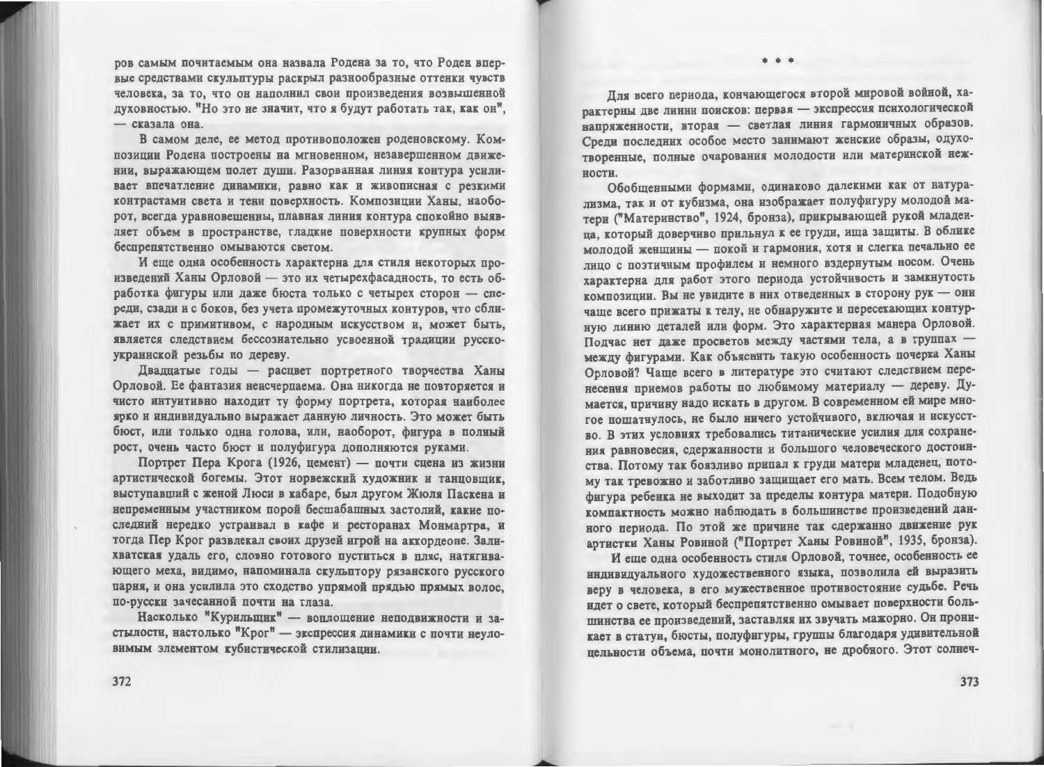ров самым почитаемым она назвала Родена за то, что Роден впервые средствами скульптуры раскрыл разнообразные оттенки чувств человека, за то, что он наполнил свои произведения возвышенной духовностью. "Но это не значит, что я будут работать так, как он", — сказала она.

В самом деле, ее метод противоположен роденовскому. Композиции Родена построены на мгновенном, незавершенном движении, выражающем полет души. Разорванная линия контура усиливает впечатление динамики, равно как и живописная с резкими контрастами света и тени поверхность. Композиции Ханы, наоборот, всегда уравновешенны, плавная линия контура спокойно выявляет объем в пространстве, гладкие поверхности крупных форм беспрепятственно омываются светом.

И еще одна особенность характерна для стиля некоторых произведений Ханы Орловой — это их четырехфасадность, то есть обработка фигуры или даже бюста только с четырех сторон — спереди, сзади и с боков, без учета промежуточных контуров, что сближает их с примитивом, с народным искусством и, может быть, является следствием бессознательно усвоенной традиции русско-украинской резьбы по дереву.

Двадцатые годы — расцвет портретного творчества Ханы Орловой. Ее фантазия неисчерпаема. Она никогда не повторяется и чисто интуитивно находит ту форму портрета, которая наиболее ярко и индивидуально выражает данную личность. Это может быть бюст, или только одна голова, или, наоборот, фигура в полный рост, очень часто бюст и полуфигура дополняются руками.

Портрет Пера Крога (1926, цемент) — почти сцена из жизни артистической богемы. Этот норвежский художник и танцовщик, выступавший с женой Люси в кабаре, был другом Жюля Паскена и непременным участником порой бесшабашных застолий, какие последний нередко устраивал в кафе и ресторанах Монмартра, и тогда Пер Крог развлекал своих друзей игрой на аккордеоне. Залихватская удаль его, словно готового пуститься в пляс, натягивающего меха, видимо, напоминала скульптору рязанского русского парня, и она усилила это сходство упрямой прядью прямых волос, по-русски зачесанной почти на глаза.

Насколько "Курильщик" — воплощение неподвижности и застылости, настолько "Крог" — экспрессия динамики с почти неуловимым элементом кубистической стилизации.

\* \* \*

Для всего периода, кончающегося второй мировой войной, характерны две линии поисков: первая — экспрессия психологической напряженности, вторая — светлая линия гармоничных образов. Среди последних особое место занимают женские образы, одухотворенные, полные очарования молодости или материнской нежности.

Обобщенными формами, одинаково далекими как от натурализма, так и от кубизма, она изображает полуфигуру молодой матери ("Материнство", 1924, бронза), прикрывающей рукой младенца, который доверчиво прильнул к ее груди, ища защиты. В облике молодой женщины — покой и гармония, хотя и слегка печально ее лицо с поэтичным профилем и немного вздернутым носом. Очень характерна для работ этого периода устойчивость и замкнутость композиции. Вы не увидите в них отведенных в сторону рук — они чаще всего прижаты к телу, не обнаружите и пересекающих контурную линию деталей или форм. Это характерная манера Орловой. Подчас нет даже просветов между частями тела, а в группах — между фигурами. Как объяснить такую особенность почерка Ханы Орловой? Чаще всего в литературе это считают следствием перенесения приемов работы по любимому материалу — дереву. Думается, причину надо искать в другом. В современном ей мире многое пошатнулось, не было ничего устойчивого, включая и искусство. В этих условиях требовались титанические усилия для сохранения равновесия, сдержанности и большого человеческого достоинства. Потому так боязливо припал к груди матери младенец, потому так тревожно и заботливо защищает его мать. Всем телом. Ведь фигура ребенка не выходит за пределы контура матери. Подобную компактность можно наблюдать в большинстве произведений данного периода. По этой же причине так сдержанно движение рук артистки Ханы Ровиной ("Портрет Ханы Ровиной", 1935, бронза).

И еще одна особенность стиля Орловой, точнее, особенность ее индивидуального художественного языка, позволила ей выразить веру в человека, в его мужественное противостояние судьбе. Речь идет о свете, который беспрепятственно омывает поверхности большинства ее произведений, заставляя их звучать мажорно. Он проникает в статуи, бюсты, полуфигуры, группы благодаря удивительной цельности объема, почти монолитного, не дробного. Этот солнеч-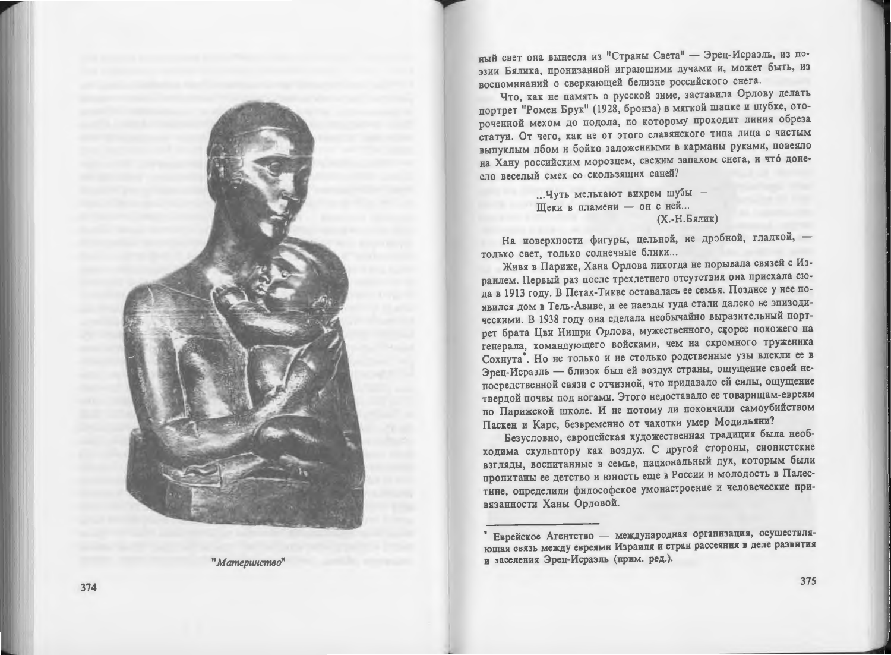"Материнство"

ный свет она вынесла из "Страны Света" — Эрец-Израэль, из поэзии Бялика, пронизанной играющими лучами и, может быть, из воспоминаний о сверкающей белизне российского снега.

Что, как не память о русской зиме, заставила Орлову делать портрет "Ромен Брук" (1928, бронза) в мягкой шапке и шубке, отороченной мехом до подола, по которому проходит линия обреза статуи. От чего, как не от этого славянского типа лица с чистым выпуклым лбом и бойко заложенными в карманы руками, повеяло на Хану российским морозцем, свежим запахом снега, и что́ донесло веселый смех со скользящих саней?

> ...Чуть мелькают вихрем шубы —
> Щеки в пламени — он с ней...
> (Х.-Н.Бялик)

На поверхности фигуры, цельной, не дробной, гладкой, — только свет, только солнечные блики...

Живя в Париже, Хана Орлова никогда не порывала связей с Израилем. Первый раз после трехлетнего отсутствия она приехала сюда в 1913 году. В Петах-Тикве оставалась ее семья. Позднее у нее появился дом в Тель-Авиве, и ее наезды туда стали далеко не эпизодическими. В 1938 году она сделала необычайно выразительный портрет брата Цви Нишри Орлова, мужественного, скорее похожего на генерала, командующего войсками, чем на скромного труженика Сохнута*. Но не только и не столько родственные узы влекли ее в Эрец-Израэль — близок был ей воздух страны, ощущение своей непосредственной связи с отчизной, что придавало ей силы, ощущение твердой почвы под ногами. Этого недоставало ее товарищам-евреям по Парижской школе. И не потому ли покончили самоубийством Паскен и Карс, безвременно от чахотки умер Модильяни?

Безусловно, европейская художественная традиция была необходима скульптору как воздух. С другой стороны, сионистские взгляды, воспитанные в семье, национальный дух, которым были пропитаны ее детство и юность еще в России и молодость в Палестине, определили философское умонастроение и человеческие привязанности Ханы Орловой.

---

* Еврейское Агентство — международная организация, осуществляющая связь между евреями Израиля и стран рассеяния в деле развития и заселения Эрец-Израэль (прим. ред.).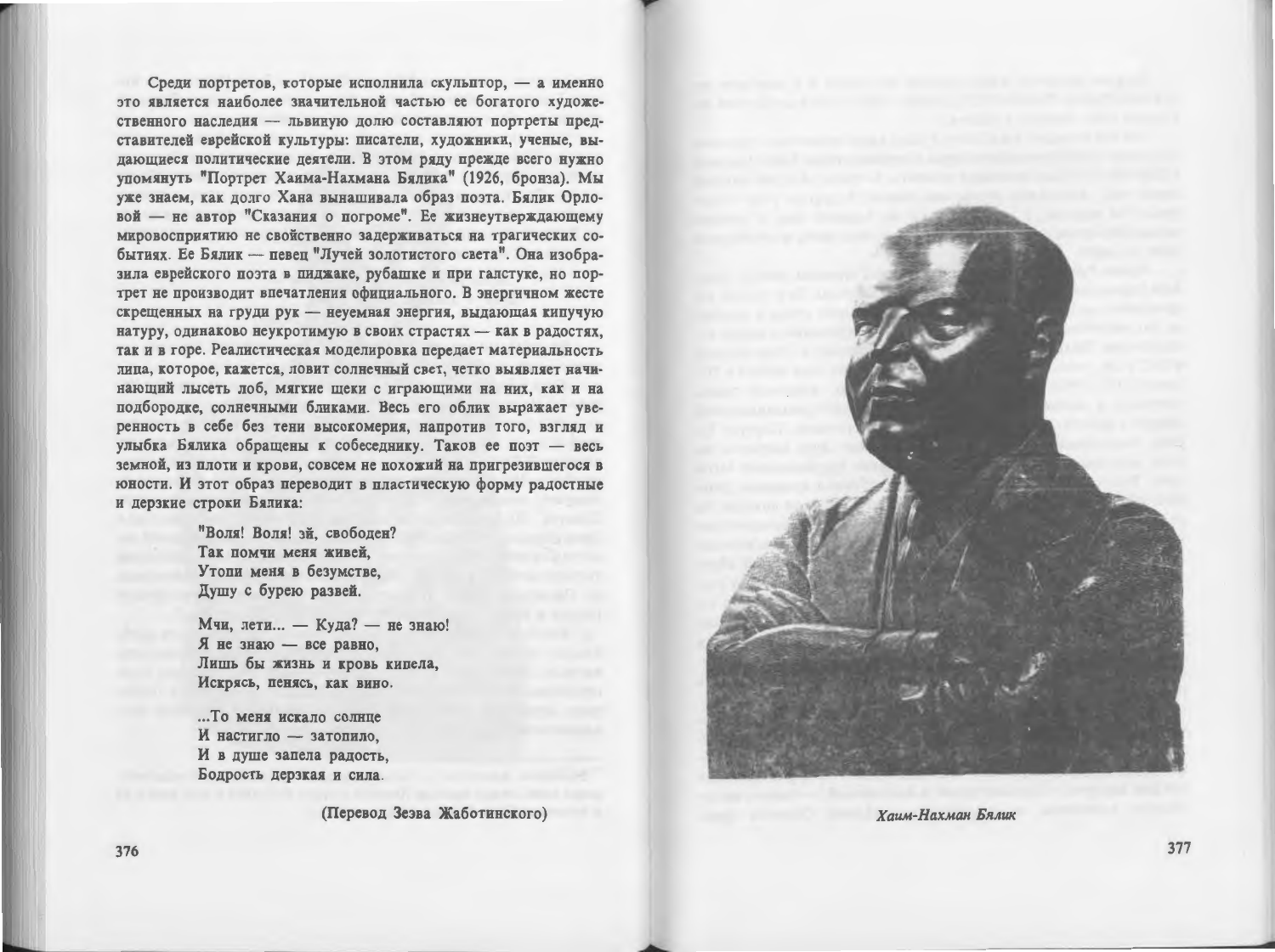Среди портретов, которые исполнила скульптор, — а именно это является наиболее значительной частью ее богатого художественного наследия — львиную долю составляют портреты представителей еврейской культуры: писатели, художники, ученые, выдающиеся политические деятели. В этом ряду прежде всего нужно упомянуть "Портрет Хаима-Нахмана Бялика" (1926, бронза). Мы уже знаем, как долго Хана вынашивала образ поэта. Бялик Орловой — не автор "Сказания о погроме". Ее жизнеутверждающему мировосприятию не свойственно задерживаться на трагических событиях. Ее Бялик — певец "Лучей золотистого света". Она изобразила еврейского поэта в пиджаке, рубашке и при галстуке, но портрет не производит впечатления официального. В энергичном жесте скрещенных на груди рук — неуемная энергия, выдающая кипучую натуру, одинаково неукротимую в своих страстях — как в радостях, так и в горе. Реалистическая моделировка передает материальность лица, которое, кажется, ловит солнечный свет, четко выявляет начинающий лысеть лоб, мягкие щеки с играющими на них, как и на подбородке, солнечными бликами. Весь его облик выражает уверенность в себе без тени высокомерия, напротив того, взгляд и улыбка Бялика обращены к собеседнику. Таков ее поэт — весь земной, из плоти и крови, совсем не похожий на пригрезившегося в юности. И этот образ переводит в пластическую форму радостные и дерзкие строки Бялика:

> "Воля! Воля! эй, свободен?
> Так помчи меня живей,
> Утопи меня в безумстве,
> Душу с бурею развей.
>
> Мчи, лети... — Куда? — не знаю!
> Я не знаю — все равно,
> Лишь бы жизнь и кровь кипела,
> Искрясь, пенясь, как вино.
>
> ...То меня искало солнце
> И настигло — затопило,
> И в душе запела радость,
> Бодрость дерзкая и сила.

(Перевод Зеэва Жаботинского)

*Хаим-Нахман Бялик*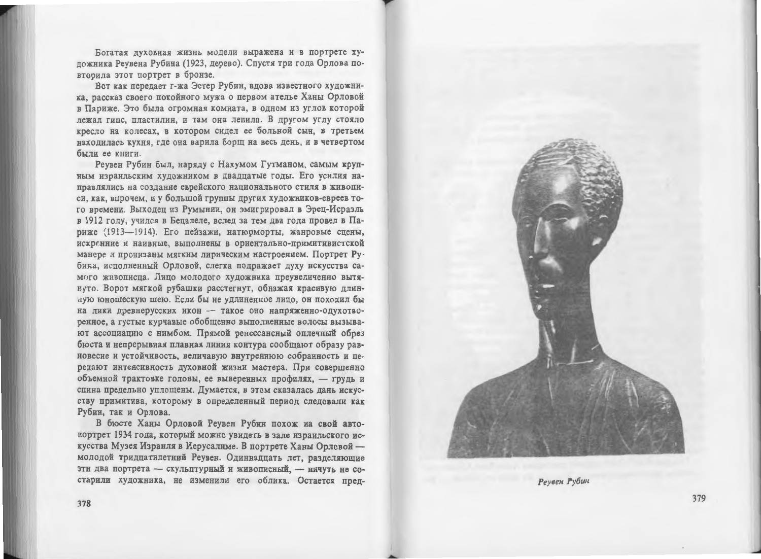Богатая духовная жизнь модели выражена и в портрете художника Реувена Рубина (1923, дерево). Спустя три года Орлова повторила этот портрет в бронзе.

Вот как передает г-жа Эстер Рубин, вдова известного художника, рассказ своего покойного мужа о первом ателье Ханы Орловой в Париже. Это была огромная комната, в одном из углов которой лежал гипс, пластилин, и там она лепила. В другом углу стояло кресло на колесах, в котором сидел ее больной сын, в третьем находилась кухня, где она варила борщ на весь день, и в четвертом были ее книги.

Реувен Рубин был, наряду с Нахумом Гутманом, самым крупным израильским художником в двадцатые годы. Его усилия направлялись на создание еврейского национального стиля в живописи, как, впрочем, и у большой группы других художников-евреев того времени. Выходец из Румынии, он эмигрировал в Эрец-Исраэль в 1912 году, учился в Бецалеле, вслед за тем два года провел в Париже (1913—1914). Его пейзажи, натюрморты, жанровые сцены, искренние и наивные, выполнены в ориентально-примитивистской манере и пронизаны мягким лирическим настроением. Портрет Рубина, исполненный Орловой, слегка подражает духу искусства самого живописца. Лицо молодого художника преувеличенно вытянуто. Ворот мягкой рубашки расстегнут, обнажая красивую длинную юношескую шею. Если бы не удлиненное лицо, он походил бы на лики древнерусских икон — такое оно напряженно-одухотворенное, а густые курчавые обобщенно выполненные волосы вызывают ассоциацию с нимбом. Прямой ренессансный оплечный обрез бюста и непрерывная плавная линия контура сообщают образу равновесие и устойчивость, величавую внутреннюю собранность и передают интенсивность духовной жизни мастера. При совершенно объемной трактовке головы, ее выверенных профилях, — грудь и спина предельно уплощены. Думается, в этом сказалась дань искусству примитива, которому в определенный период следовали как Рубин, так и Орлова.

В бюсте Ханы Орловой Реувен Рубин похож на свой автопортрет 1934 года, который можно увидеть в зале израильского искусства Музея Израиля в Иерусалиме. В портрете Ханы Орловой — молодой тридцатилетний Реувен. Одиннадцать лет, разделяющие эти два портрета — скульптурный и живописный, — ничуть не состарили художника, не изменили его облика. Остается пред-

*Реувен Рубин*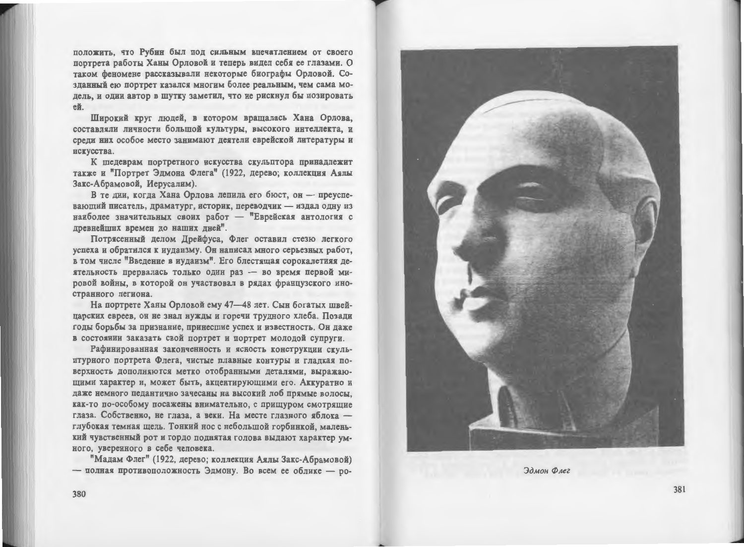положить, что Рубин был под сильным впечатлением от своего портрета работы Ханы Орловой и теперь видел себя ее глазами. О таком феномене рассказывали некоторые биографы Орловой. Созданный ею портрет казался многим более реальным, чем сама модель, и один автор в шутку заметил, что не рискнул бы позировать ей.

Широкий круг людей, в котором вращалась Хана Орлова, составляли личности большой культуры, высокого интеллекта, и среди них особое место занимают деятели еврейской литературы и искусства.

К шедеврам портретного искусства скульптора принадлежит также и "Портрет Эдмона Флега" (1922, дерево; коллекция Аялы Закс-Абрамовой, Иерусалим).

В те дни, когда Хана Орлова лепила его бюст, он — преуспевающий писатель, драматург, историк, переводчик — издал одну из наиболее значительных своих работ — "Еврейская антология с древнейших времен до наших дней".

Потрясенный делом Дрейфуса, Флег оставил стезю легкого успеха и обратился к иудаизму. Он написал много серьезных работ, в том числе "Введение в иудаизм". Его блестящая сорокалетняя деятельность прервалась только один раз — во время первой мировой войны, в которой он участвовал в рядах французского иностранного легиона.

На портрете Ханы Орловой ему 47—48 лет. Сын богатых швейцарских евреев, он не знал нужды и горечи трудного хлеба. Позади годы борьбы за признание, принесшие успех и известность. Он даже в состоянии заказать свой портрет и портрет молодой супруги.

Рафинированная законченность и ясность конструкции скульптурного портрета Флега, чистые плавные контуры и гладкая поверхность дополняются метко отобранными деталями, выражающими характер и, может быть, акцентирующими его. Аккуратно и даже немного педантично зачесаны на высокий лоб прямые волосы, как-то по-особому посажены внимательно, с прищуром смотрящие глаза. Собственно, не глаза, а веки. На месте глазного яблока — глубокая темная щель. Тонкий нос с небольшой горбинкой, маленький чувственный рот и гордо поднятая голова выдают характер умного, уверенного в себе человека.

"Мадам Флег" (1922, дерево; коллекция Аялы Закс-Абрамовой) — полная противоположность Эдмону. Во всем ее облике — ро-

*Эдмон Флег*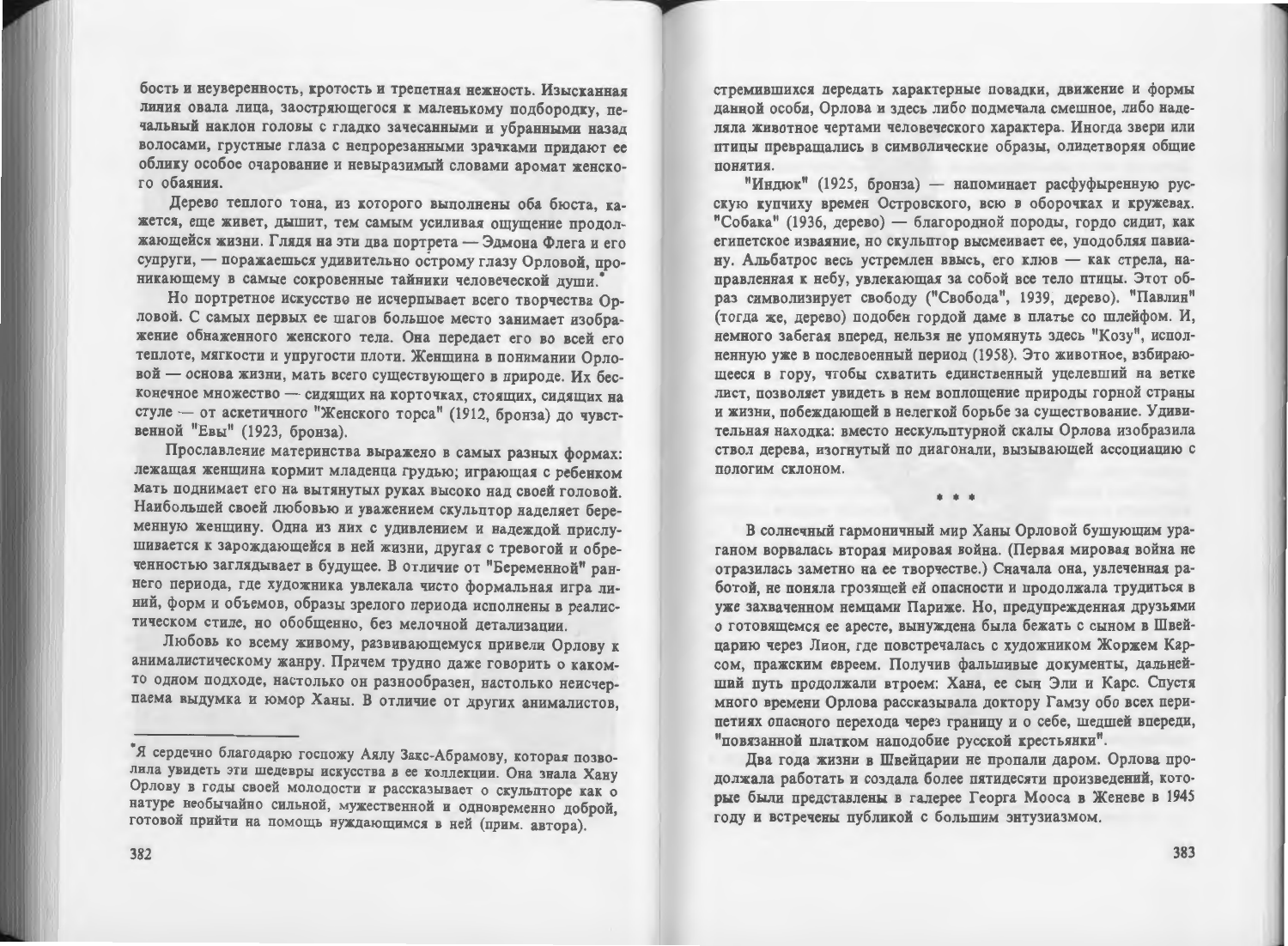бость и неуверенность, кротость и трепетная нежность. Изысканная линия овала лица, заостряющегося к маленькому подбородку, печальный наклон головы с гладко зачесанными и убранными назад волосами, грустные глаза с непрорезанными зрачками придают ее облику особое очарование и невыразимый словами аромат женского обаяния.

Дерево теплого тона, из которого выполнены оба бюста, кажется, еще живет, дышит, тем самым усиливая ощущение продолжающейся жизни. Глядя на эти два портрета — Эдмона Флега и его супруги, — поражаешься удивительно острому глазу Орловой, проникающему в самые сокровенные тайники человеческой души.*

Но портретное искусство не исчерпывает всего творчества Орловой. С самых первых ее шагов большое место занимает изображение обнаженного женского тела. Она передает его во всей его теплоте, мягкости и упругости плоти. Женщина в понимании Орловой — основа жизни, мать всего существующего в природе. Их бесконечное множество — сидящих на корточках, стоящих, сидящих на стуле — от аскетичного "Женского торса" (1912, бронза) до чувственной "Евы" (1923, бронза).

Прославление материнства выражено в самых разных формах: лежащая женщина кормит младенца грудью; играющая с ребенком мать поднимает его на вытянутых руках высоко над своей головой. Наибольшей своей любовью и уважением скульптор наделяет беременную женщину. Одна из них с удивлением и надеждой прислушивается к зарождающейся в ней жизни, другая с тревогой и обреченностью заглядывает в будущее. В отличие от "Беременной" раннего периода, где художника увлекала чисто формальная игра линий, форм и объемов, образы зрелого периода исполнены в реалистическом стиле, но обобщенно, без мелочной детализации.

Любовь ко всему живому, развивающемуся привели Орлову к анималистическому жанру. Причем трудно даже говорить о каком-то одном подходе, настолько он разнообразен, настолько неисчерпаема выдумка и юмор Ханы. В отличие от других анималистов, стремившихся передать характерные повадки, движение и формы данной особи, Орлова и здесь либо подмечала смешное, либо наделяла животное чертами человеческого характера. Иногда звери или птицы превращались в символические образы, олицетворяя общие понятия.

"Индюк" (1925, бронза) — напоминает расфуфыренную русскую купчиху времен Островского, всю в оборочках и кружевах. "Собака" (1936, дерево) — благородной породы, гордо сидит, как египетское изваяние, но скульптор высмеивает ее, уподобляя павиану. Альбатрос весь устремлен ввысь, его клюв — как стрела, направленная к небу, увлекающая за собой все тело птицы. Этот образ символизирует свободу ("Свобода", 1939, дерево). "Павлин" (тогда же, дерево) подобен гордой даме в платье со шлейфом. И, немного забегая вперед, нельзя не упомянуть здесь "Козу", исполненную уже в послевоенный период (1958). Это животное, взбирающееся в гору, чтобы схватить единственный уцелевший на ветке лист, позволяет увидеть в нем воплощение природы горной страны и жизни, побеждающей в нелегкой борьбе за существование. Удивительная находка: вместо нескульптурной скалы Орлова изобразила ствол дерева, изогнутый по диагонали, вызывающей ассоциацию с пологим склоном.

\* \* \*

В солнечный гармоничный мир Ханы Орловой бушующим ураганом ворвалась вторая мировая война. (Первая мировая война не отразилась заметно на ее творчестве.) Сначала она, увлеченная работой, не поняла грозящей ей опасности и продолжала трудиться в уже захваченном немцами Париже. Но, предупрежденная друзьями о готовящемся ее аресте, вынуждена была бежать с сыном в Швейцарию через Лион, где повстречалась с художником Жоржем Карсом, пражским евреем. Получив фальшивые документы, дальнейший путь продолжали втроем: Хана, ее сын Эли и Карс. Спустя много времени Орлова рассказывала доктору Гамзу обо всех перипетиях опасного перехода через границу и о себе, шедшей впереди, "повязанной платком наподобие русской крестьянки".

Два года жизни в Швейцарии не пропали даром. Орлова продолжала работать и создала более пятидесяти произведений, которые были представлены в галерее Георга Мооса в Женеве в 1945 году и встречены публикой с большим энтузиазмом.

---

*Я сердечно благодарю госпожу Аялу Закс-Абрамову, которая позволила увидеть эти шедевры искусства в ее коллекции. Она знала Хану Орлову в годы своей молодости и рассказывает о скульпторе как о натуре необычайно сильной, мужественной и одновременно доброй, готовой прийти на помощь нуждающимся в ней (прим. автора).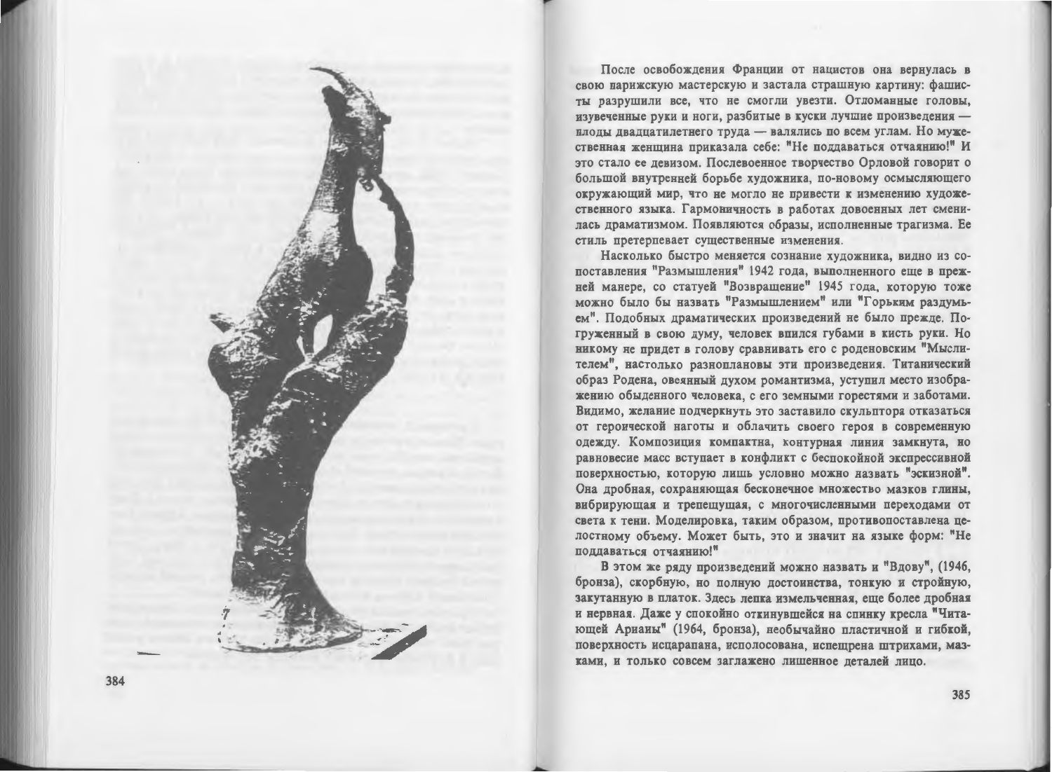После освобождения Франции от нацистов она вернулась в свою парижскую мастерскую и застала страшную картину: фашисты разрушили все, что не смогли увезти. Отломанные головы, изувеченные руки и ноги, разбитые в куски лучшие произведения — плоды двадцатилетнего труда — валялись по всем углам. Но мужественная женщина приказала себе: "Не поддаваться отчаянию!" И это стало ее девизом. Послевоенное творчество Орловой говорит о большой внутренней борьбе художника, по-новому осмысливающего окружающий мир, что не могло не привести к изменению художественного языка. Гармоничность в работах довоенных лет сменилась драматизмом. Появляются образы, исполненные трагизма. Ее стиль претерпевает существенные изменения.

Насколько быстро меняется сознание художника, видно из сопоставления "Размышления" 1942 года, выполненного еще в прежней манере, со статуей "Возвращение" 1945 года, которую тоже можно было бы назвать "Размышлением" или "Горьким раздумьем". Подобных драматических произведений не было прежде. Погруженный в свою думу, человек впился губами в кисть руки. Но никому не придет в голову сравнивать его с роденовским "Мыслителем", настолько разноплановы эти произведения. Титанический образ Родена, овеянный духом романтизма, уступил место изображению обыденного человека, с его земными горестями и заботами. Видимо, желание подчеркнуть это заставило скульптора отказаться от героической наготы и облачить своего героя в современную одежду. Композиция компактна, контурная линия замкнута, но равновесие масс вступает в конфликт с беспокойной экспрессивной поверхностью, которую лишь условно можно назвать "эскизной". Она дробная, сохраняющая бесконечное множество мазков глины, вибрирующая и трепещущая, с многочисленными переходами от света к тени. Моделировка, таким образом, противопоставлена целостному объему. Может быть, это и значит на языке форм: "Не поддаваться отчаянию!"

В этом же ряду произведений можно назвать и "Вдову", (1946, бронза), скорбную, но полную достоинства, тонкую и стройную, закутанную в платок. Здесь лепка измельченная, еще более дробная и нервная. Даже у спокойно откинувшейся на спинку кресла "Читающей Арианы" (1964, бронза), необычайно пластичной и гибкой, поверхность исцарапана, исполосована, испещрена штрихами, мазками, и только совсем заглажено лишенное деталей лицо.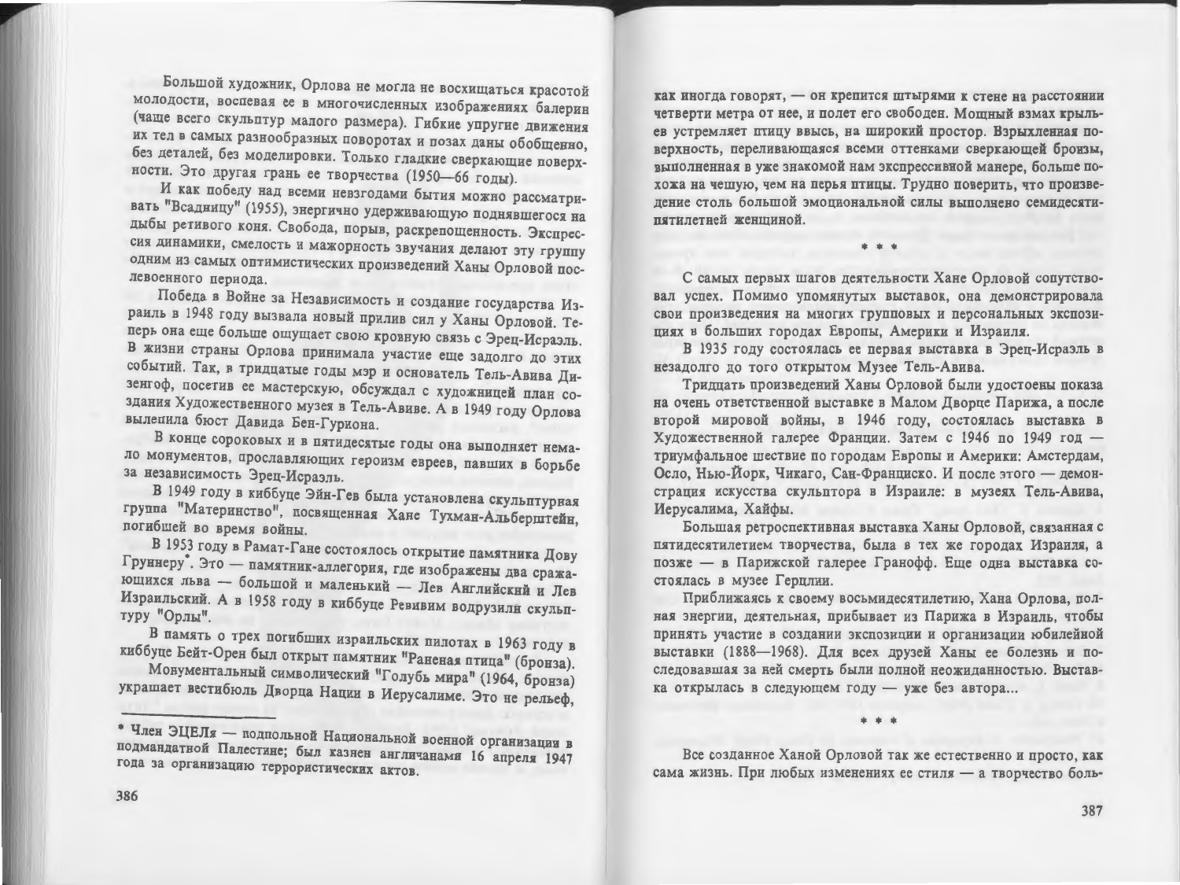Большой художник, Орлова не могла не восхищаться красотой молодости, воспевая ее в многочисленных изображениях балерин (чаще всего скульптур малого размера). Гибкие упругие движения их тел в самых разнообразных поворотах и позах даны обобщенно, без деталей, без моделировки. Только гладкие сверкающие поверхности. Это другая грань ее творчества (1950—66 годы).

И как победу над всеми невзгодами бытия можно рассматривать "Всадницу" (1955), энергично удерживающую поднявшегося на дыбы ретивого коня. Свобода, порыв, раскрепощенность. Экспрессия динамики, смелость и мажорность звучания делают эту группу одним из самых оптимистических произведений Ханы Орловой послевоенного периода.

Победа в Войне за Независимость и создание государства Израиль в 1948 году вызвала новый прилив сил у Ханы Орловой. Теперь она еще больше ощущает свою кровную связь с Эрец-Исраэль. В жизни страны Орлова принимала участие еще задолго до этих событий. Так, в тридцатые годы мэр и основатель Тель-Авива Дизенгоф, посетив ее мастерскую, обсуждал с художницей план создания Художественного музея в Тель-Авиве. А в 1949 году Орлова вылепила бюст Давида Бен-Гуриона.

В конце сороковых и в пятидесятые годы она выполняет немало монументов, прославляющих героизм евреев, павших в борьбе за независимость Эрец-Исраэль.

В 1949 году в киббуце Эйн-Гев была установлена скульптурная группа "Материнство", посвященная Хане Тухман-Альберштейн, погибшей во время войны.

В 1953 году в Рамат-Гане состоялось открытие памятника Дову Груннеру*. Это — памятник-аллегория, где изображены два сражающихся льва — большой и маленький — Лев Английский и Лев Израильский. А в 1958 году в киббуце Ревивим водрузили скульптуру "Орлы".

В память о трех погибших израильских пилотах в 1963 году в киббуце Бейт-Орен был открыт памятник "Раненая птица" (бронза).

Монументальный символический "Голубь мира" (1964, бронза) украшает вестибюль Дворца Нации в Иерусалиме. Это не рельеф, как иногда говорят, — он крепится штырями к стене на расстоянии четверти метра от нее, и полет его свободен. Мощный взмах крыльев устремляет птицу ввысь, на широкий простор. Взрыхленная поверхность, переливающаяся всеми оттенками сверкающей бронзы, выполненная в уже знакомой нам экспрессивной манере, больше похожа на чешую, чем на перья птицы. Трудно поверить, что произведение столь большой эмоциональной силы выполнено семидесятипятилетней женщиной.

\* Член ЭЦЕЛя — подпольной Национальной военной организации в подмандатной Палестине; был казнен англичанами 16 апреля 1947 года за организацию террористических актов.

\* \* \*

С самых первых шагов деятельности Хане Орловой сопутствовал успех. Помимо упомянутых выставок, она демонстрировала свои произведения на многих групповых и персональных экспозициях в больших городах Европы, Америки и Израиля.

В 1935 году состоялась ее первая выставка в Эрец-Исраэль в незадолго до того открытом Музее Тель-Авива.

Тридцать произведений Ханы Орловой были удостоены показа на очень ответственной выставке в Малом Дворце Парижа, а после второй мировой войны, в 1946 году, состоялась выставка в Художественной галерее Франции. Затем с 1946 по 1949 год — триумфальное шествие по городам Европы и Америки: Амстердам, Осло, Нью-Йорк, Чикаго, Сан-Франциско. И после этого — демонстрация искусства скульптора в Израиле: в музеях Тель-Авива, Иерусалима, Хайфы.

Большая ретроспективная выставка Ханы Орловой, связанная с пятидесятилетием творчества, была в тех же городах Израиля, а позже — в Парижской галерее Гранофф. Еще одна выставка состоялась в музее Герцлии.

Приближаясь к своему восьмидесятилетию, Хана Орлова, полная энергии, деятельная, прибывает из Парижа в Израиль, чтобы принять участие в создании экспозиции и организации юбилейной выставки (1888—1968). Для всех друзей Ханы ее болезнь и последовавшая за ней смерть были полной неожиданностью. Выставка открылась в следующем году — уже без автора...

\* \* \*

Все созданное Ханой Орловой так же естественно и просто, как сама жизнь. При любых изменениях ее стиля — а творчество боль-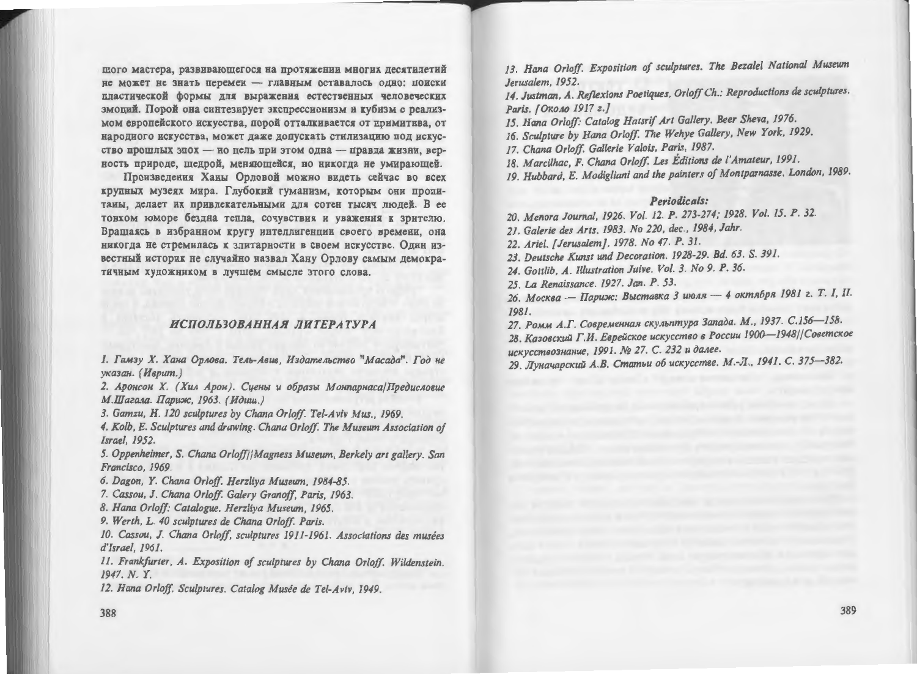щого мастера, развивающегося на протяжении многих десятилетий не может не знать перемен — главным оставалось одно: поиски пластической формы для выражения естественных человеческих эмоций. Порой она синтезирует экспрессионизм и кубизм с реализмом европейского искусства, порой отталкивается от примитива, от народного искусства, может даже допускать стилизацию под искусство прошлых эпох — но цель при этом одна — правда жизни, верность природе, щедрой, меняющейся, но никогда не умирающей.

Произведения Ханы Орловой можно видеть сейчас во всех крупных музеях мира. Глубокий гуманизм, которым они пропитаны, делает их привлекательными для сотен тысяч людей. В ее тонком юморе бездна тепла, сочувствия и уважения к зрителю. Вращаясь в избранном кругу интеллигенции своего времени, она никогда не стремилась к элитарности в своем искусстве. Один известный историк не случайно назвал Хану Орлову самым демократичным художником в лучшем смысле этого слова.

## ИСПОЛЬЗОВАННАЯ ЛИТЕРАТУРА

*1. Гамзу Х. Хана Орлова. Тель-Авив, Издательство "Масада". Год не указан. (Иврит.)*

*2. Аронсон Х. (Хил Арон). Сцены и образы Монпарнаса/Предисловие М.Шагала. Париж, 1963. (Идиш.)*

*3. Gamzu, H. 120 sculptures by Chana Orloff. Tel-Aviv Mus., 1969.*

*4. Kolb, E. Sculptures and drawing. Chana Orloff. The Museum Association of Israel, 1952.*

*5. Oppenheimer, S. Chana Orloff//Magness Museum, Berkely art gallery. San Francisco, 1969.*

*6. Dagon, Y. Chana Orloff. Herzliya Museum, 1984-85.*

*7. Cassou, J. Chana Orloff. Galery Granoff, Paris, 1963.*

*8. Hana Orloff: Catalogue. Herzliya Museum, 1965.*

*9. Werth, L. 40 sculptures de Chana Orloff. Paris.*

*10. Cassou, J. Chana Orloff, sculptures 1911-1961. Associations des musées d'Israel, 1961.*

*11. Frankfurter, A. Exposition of sculptures by Chana Orloff. Wildenstein. 1947. N. Y.*

*12. Hana Orloff. Sculptures. Catalog Musée de Tel-Aviv, 1949.*

*13. Hana Orloff. Exposition of sculptures. The Bezalel National Museum Jerusalem, 1952.*

*14. Justman. A. Reflexions Poetiques. Orloff Ch.: Reproductions de sculptures. Paris. [Около 1917 г.]*

*15. Hana Orloff: Catalog Hatsrif Art Gallery. Beer Sheva, 1976.*

*16. Sculpture by Hana Orloff. The Wehye Gallery, New York, 1929.*

*17. Chana Orloff. Gallerie Valois, Paris, 1987.*

*18. Marcilhac, F. Chana Orloff. Les Éditions de l'Amateur, 1991.*

*19. Hubbard, E. Modigliani and the painters of Montparnasse. London, 1989.*

### *Periodicals:*

*20. Menora Journal, 1926. Vol. 12. P. 273-274; 1928. Vol. 15. P. 32.*

*21. Galerie des Arts. 1983. No 220, dec., 1984, Jahr.*

*22. Ariel. [Jerusalem]. 1978. No 47. P. 31.*

*23. Deutsche Kunst und Decoration. 1928-29. Bd. 63. S. 391.*

*24. Gottlib, A. Illustration Juive. Vol. 3. No 9. P. 36.*

*25. La Renaissance. 1927. Jan. P. 53.*

*26. Москва — Париж: Выставка 3 июля — 4 октября 1981 г. Т. I, II. 1981.*

*27. Ромм А.Г. Современная скульптура Запада. М., 1937. С.156—158.*

*28. Казовский Г.И. Еврейское искусство в России 1900—1948//Советское искусствознание, 1991. № 27. С. 232 и далее.*

*29. Луначарский А.В. Статьи об искусстве. М.-Л., 1941. С. 375—382.*